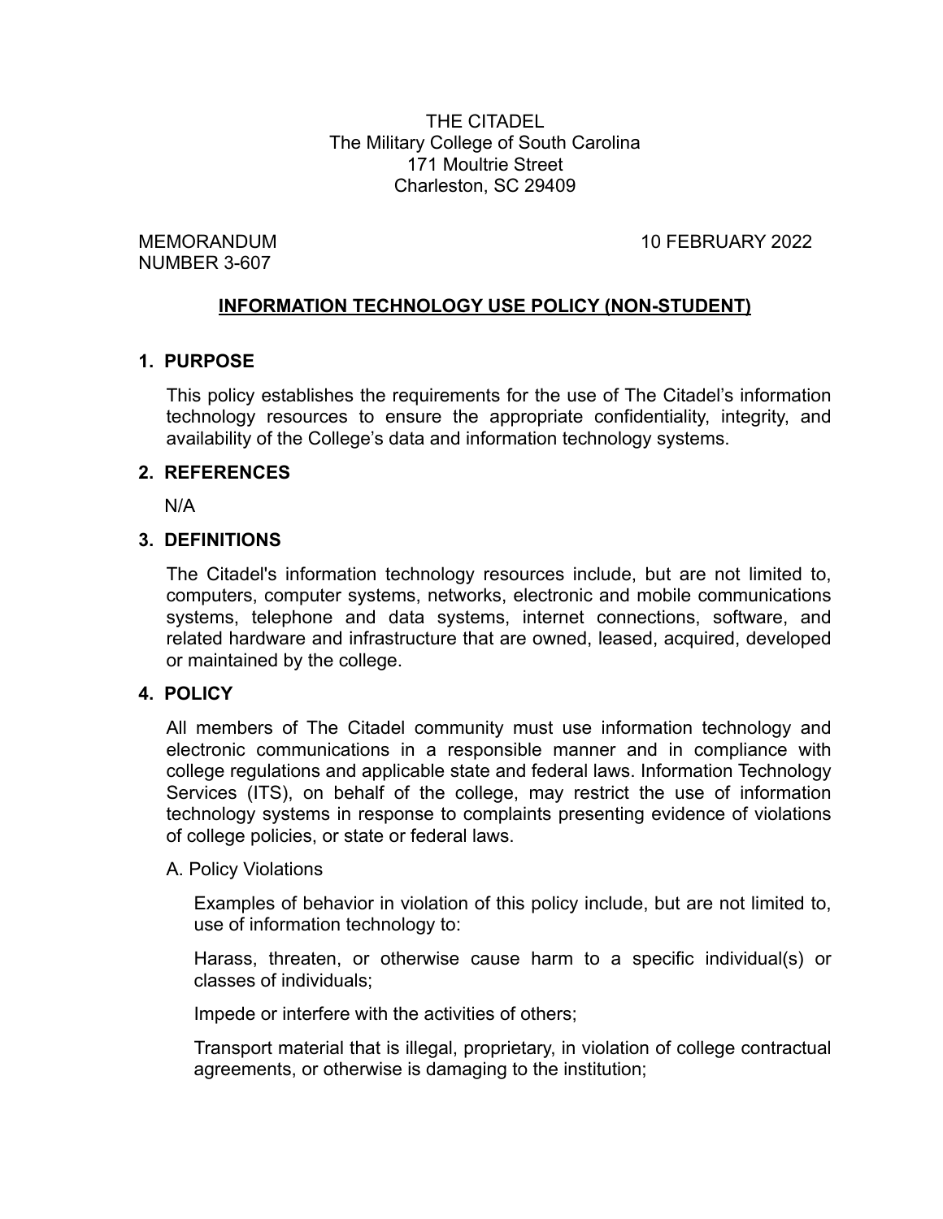THE CITADEL
The Military College of South Carolina
171 Moultrie Street
Charleston, SC 29409

MEMORANDUM
NUMBER 3-607

10 FEBRUARY 2022

## INFORMATION TECHNOLOGY USE POLICY (NON-STUDENT)

### 1. PURPOSE

This policy establishes the requirements for the use of The Citadel's information technology resources to ensure the appropriate confidentiality, integrity, and availability of the College's data and information technology systems.

### 2. REFERENCES

N/A

### 3. DEFINITIONS

The Citadel's information technology resources include, but are not limited to, computers, computer systems, networks, electronic and mobile communications systems, telephone and data systems, internet connections, software, and related hardware and infrastructure that are owned, leased, acquired, developed or maintained by the college.

### 4. POLICY

All members of The Citadel community must use information technology and electronic communications in a responsible manner and in compliance with college regulations and applicable state and federal laws. Information Technology Services (ITS), on behalf of the college, may restrict the use of information technology systems in response to complaints presenting evidence of violations of college policies, or state or federal laws.

A. Policy Violations

Examples of behavior in violation of this policy include, but are not limited to, use of information technology to:

Harass, threaten, or otherwise cause harm to a specific individual(s) or classes of individuals;

Impede or interfere with the activities of others;

Transport material that is illegal, proprietary, in violation of college contractual agreements, or otherwise is damaging to the institution;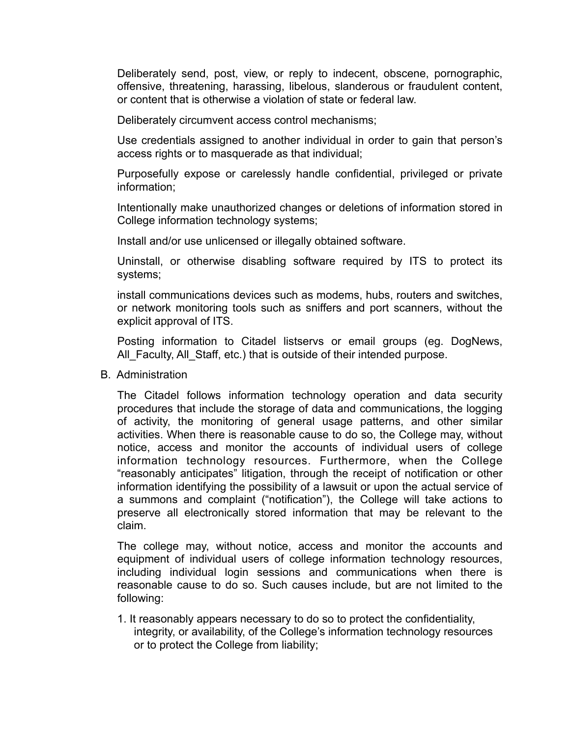Deliberately send, post, view, or reply to indecent, obscene, pornographic, offensive, threatening, harassing, libelous, slanderous or fraudulent content, or content that is otherwise a violation of state or federal law.

Deliberately circumvent access control mechanisms;

Use credentials assigned to another individual in order to gain that person's access rights or to masquerade as that individual;

Purposefully expose or carelessly handle confidential, privileged or private information;

Intentionally make unauthorized changes or deletions of information stored in College information technology systems;

Install and/or use unlicensed or illegally obtained software.

Uninstall, or otherwise disabling software required by ITS to protect its systems;

install communications devices such as modems, hubs, routers and switches, or network monitoring tools such as sniffers and port scanners, without the explicit approval of ITS.

Posting information to Citadel listservs or email groups (eg. DogNews, All_Faculty, All_Staff, etc.) that is outside of their intended purpose.

B. Administration

The Citadel follows information technology operation and data security procedures that include the storage of data and communications, the logging of activity, the monitoring of general usage patterns, and other similar activities. When there is reasonable cause to do so, the College may, without notice, access and monitor the accounts of individual users of college information technology resources. Furthermore, when the College "reasonably anticipates" litigation, through the receipt of notification or other information identifying the possibility of a lawsuit or upon the actual service of a summons and complaint ("notification"), the College will take actions to preserve all electronically stored information that may be relevant to the claim.

The college may, without notice, access and monitor the accounts and equipment of individual users of college information technology resources, including individual login sessions and communications when there is reasonable cause to do so. Such causes include, but are not limited to the following:

1. It reasonably appears necessary to do so to protect the confidentiality, integrity, or availability, of the College's information technology resources or to protect the College from liability;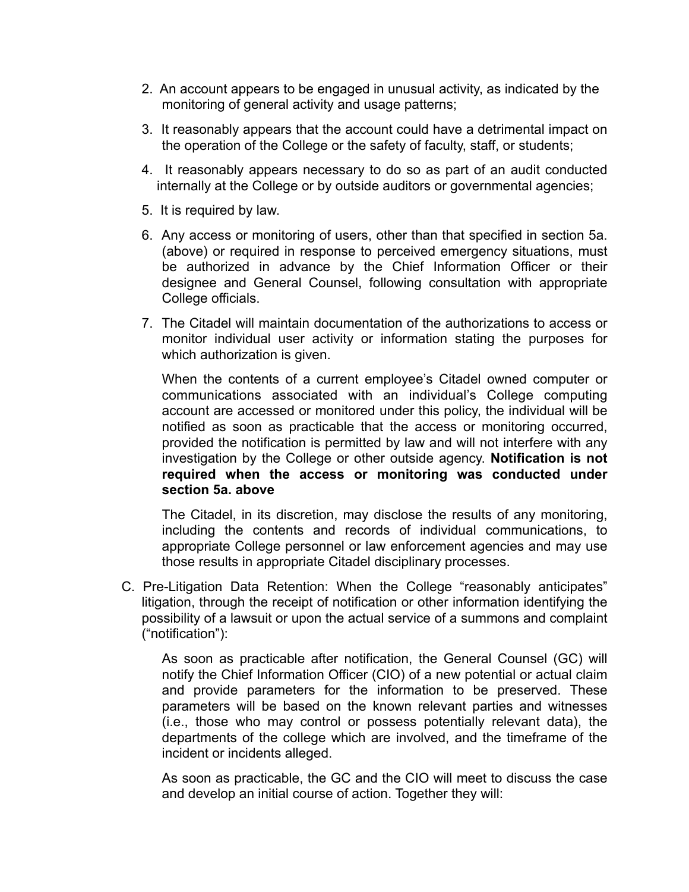2. An account appears to be engaged in unusual activity, as indicated by the monitoring of general activity and usage patterns;
3. It reasonably appears that the account could have a detrimental impact on the operation of the College or the safety of faculty, staff, or students;
4. It reasonably appears necessary to do so as part of an audit conducted internally at the College or by outside auditors or governmental agencies;
5. It is required by law.
6. Any access or monitoring of users, other than that specified in section 5a. (above) or required in response to perceived emergency situations, must be authorized in advance by the Chief Information Officer or their designee and General Counsel, following consultation with appropriate College officials.
7. The Citadel will maintain documentation of the authorizations to access or monitor individual user activity or information stating the purposes for which authorization is given.

   When the contents of a current employee's Citadel owned computer or communications associated with an individual's College computing account are accessed or monitored under this policy, the individual will be notified as soon as practicable that the access or monitoring occurred, provided the notification is permitted by law and will not interfere with any investigation by the College or other outside agency. **Notification is not required when the access or monitoring was conducted under section 5a. above**

   The Citadel, in its discretion, may disclose the results of any monitoring, including the contents and records of individual communications, to appropriate College personnel or law enforcement agencies and may use those results in appropriate Citadel disciplinary processes.

C. Pre-Litigation Data Retention: When the College "reasonably anticipates" litigation, through the receipt of notification or other information identifying the possibility of a lawsuit or upon the actual service of a summons and complaint ("notification"):

   As soon as practicable after notification, the General Counsel (GC) will notify the Chief Information Officer (CIO) of a new potential or actual claim and provide parameters for the information to be preserved. These parameters will be based on the known relevant parties and witnesses (i.e., those who may control or possess potentially relevant data), the departments of the college which are involved, and the timeframe of the incident or incidents alleged.

   As soon as practicable, the GC and the CIO will meet to discuss the case and develop an initial course of action. Together they will: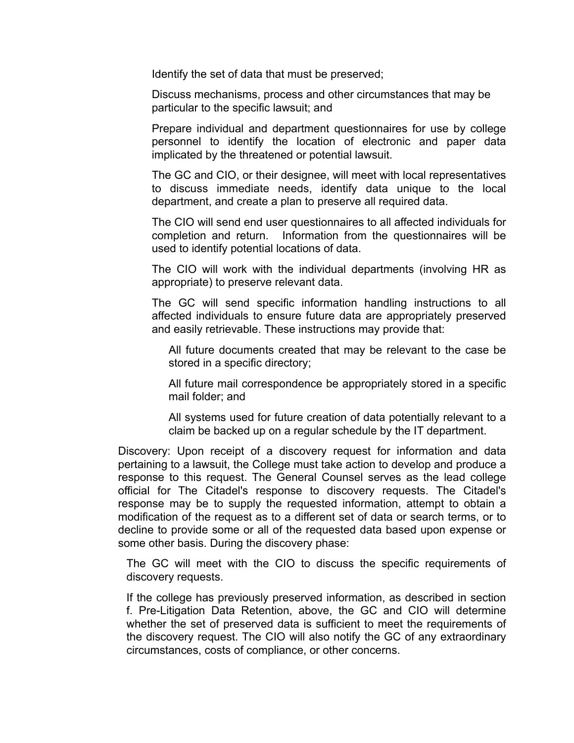Identify the set of data that must be preserved;

Discuss mechanisms, process and other circumstances that may be particular to the specific lawsuit; and

Prepare individual and department questionnaires for use by college personnel to identify the location of electronic and paper data implicated by the threatened or potential lawsuit.

The GC and CIO, or their designee, will meet with local representatives to discuss immediate needs, identify data unique to the local department, and create a plan to preserve all required data.

The CIO will send end user questionnaires to all affected individuals for completion and return. Information from the questionnaires will be used to identify potential locations of data.

The CIO will work with the individual departments (involving HR as appropriate) to preserve relevant data.

The GC will send specific information handling instructions to all affected individuals to ensure future data are appropriately preserved and easily retrievable. These instructions may provide that:

All future documents created that may be relevant to the case be stored in a specific directory;

All future mail correspondence be appropriately stored in a specific mail folder; and

All systems used for future creation of data potentially relevant to a claim be backed up on a regular schedule by the IT department.

Discovery: Upon receipt of a discovery request for information and data pertaining to a lawsuit, the College must take action to develop and produce a response to this request. The General Counsel serves as the lead college official for The Citadel's response to discovery requests. The Citadel's response may be to supply the requested information, attempt to obtain a modification of the request as to a different set of data or search terms, or to decline to provide some or all of the requested data based upon expense or some other basis. During the discovery phase:

The GC will meet with the CIO to discuss the specific requirements of discovery requests.

If the college has previously preserved information, as described in section f. Pre-Litigation Data Retention, above, the GC and CIO will determine whether the set of preserved data is sufficient to meet the requirements of the discovery request. The CIO will also notify the GC of any extraordinary circumstances, costs of compliance, or other concerns.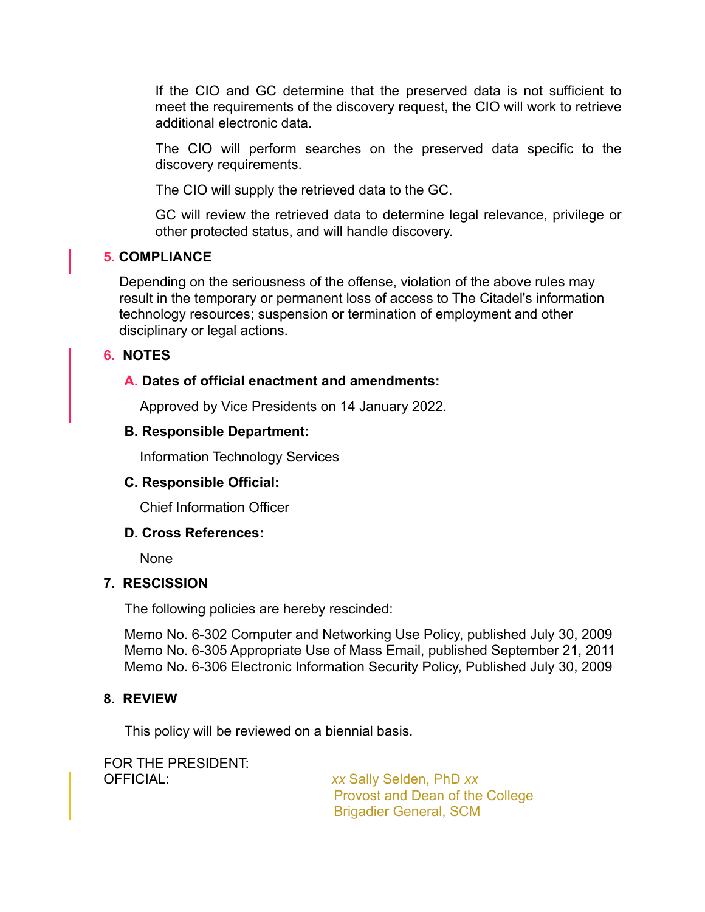If the CIO and GC determine that the preserved data is not sufficient to meet the requirements of the discovery request, the CIO will work to retrieve additional electronic data.

The CIO will perform searches on the preserved data specific to the discovery requirements.

The CIO will supply the retrieved data to the GC.

GC will review the retrieved data to determine legal relevance, privilege or other protected status, and will handle discovery.

## 5. COMPLIANCE

Depending on the seriousness of the offense, violation of the above rules may result in the temporary or permanent loss of access to The Citadel's information technology resources; suspension or termination of employment and other disciplinary or legal actions.

## 6. NOTES

### A. Dates of official enactment and amendments:

Approved by Vice Presidents on 14 January 2022.

### B. Responsible Department:

Information Technology Services

### C. Responsible Official:

Chief Information Officer

### D. Cross References:

None

## 7. RESCISSION

The following policies are hereby rescinded:

Memo No. 6-302 Computer and Networking Use Policy, published July 30, 2009
Memo No. 6-305 Appropriate Use of Mass Email, published September 21, 2011
Memo No. 6-306 Electronic Information Security Policy, Published July 30, 2009

## 8. REVIEW

This policy will be reviewed on a biennial basis.

FOR THE PRESIDENT:
OFFICIAL: *xx* Sally Selden, PhD *xx*
Provost and Dean of the College
Brigadier General, SCM